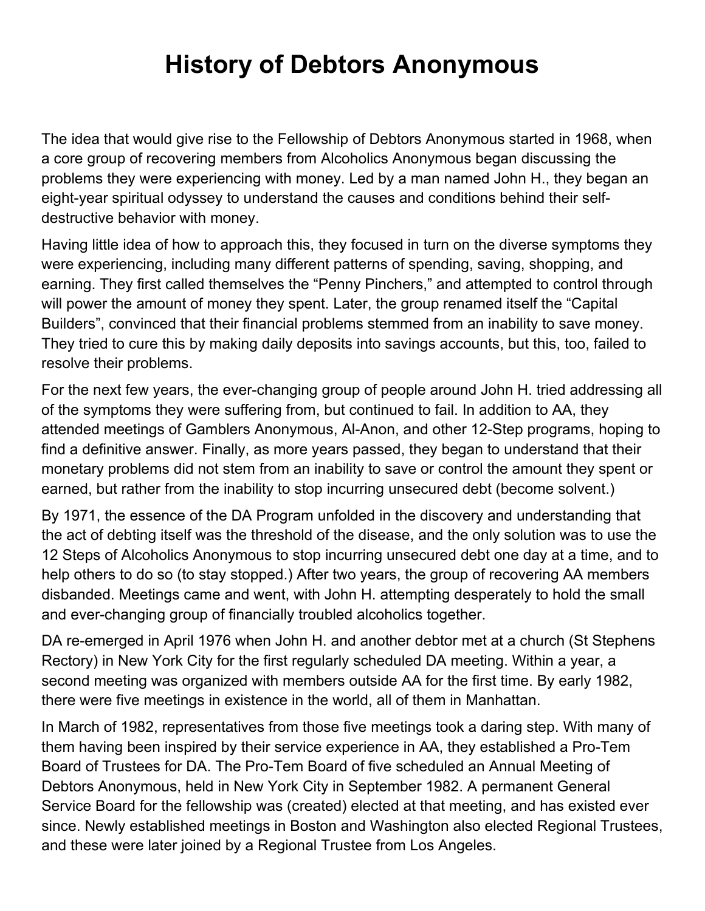# History of Debtors Anonymous

The idea that would give rise to the Fellowship of Debtors Anonymous started in 1968, when a core group of recovering members from Alcoholics Anonymous began discussing the problems they were experiencing with money. Led by a man named John H., they began an eight-year spiritual odyssey to understand the causes and conditions behind their self-destructive behavior with money.

Having little idea of how to approach this, they focused in turn on the diverse symptoms they were experiencing, including many different patterns of spending, saving, shopping, and earning. They first called themselves the "Penny Pinchers," and attempted to control through will power the amount of money they spent. Later, the group renamed itself the "Capital Builders", convinced that their financial problems stemmed from an inability to save money. They tried to cure this by making daily deposits into savings accounts, but this, too, failed to resolve their problems.

For the next few years, the ever-changing group of people around John H. tried addressing all of the symptoms they were suffering from, but continued to fail. In addition to AA, they attended meetings of Gamblers Anonymous, Al-Anon, and other 12-Step programs, hoping to find a definitive answer. Finally, as more years passed, they began to understand that their monetary problems did not stem from an inability to save or control the amount they spent or earned, but rather from the inability to stop incurring unsecured debt (become solvent.)

By 1971, the essence of the DA Program unfolded in the discovery and understanding that the act of debting itself was the threshold of the disease, and the only solution was to use the 12 Steps of Alcoholics Anonymous to stop incurring unsecured debt one day at a time, and to help others to do so (to stay stopped.) After two years, the group of recovering AA members disbanded. Meetings came and went, with John H. attempting desperately to hold the small and ever-changing group of financially troubled alcoholics together.

DA re-emerged in April 1976 when John H. and another debtor met at a church (St Stephens Rectory) in New York City for the first regularly scheduled DA meeting. Within a year, a second meeting was organized with members outside AA for the first time. By early 1982, there were five meetings in existence in the world, all of them in Manhattan.

In March of 1982, representatives from those five meetings took a daring step. With many of them having been inspired by their service experience in AA, they established a Pro-Tem Board of Trustees for DA. The Pro-Tem Board of five scheduled an Annual Meeting of Debtors Anonymous, held in New York City in September 1982. A permanent General Service Board for the fellowship was (created) elected at that meeting, and has existed ever since. Newly established meetings in Boston and Washington also elected Regional Trustees, and these were later joined by a Regional Trustee from Los Angeles.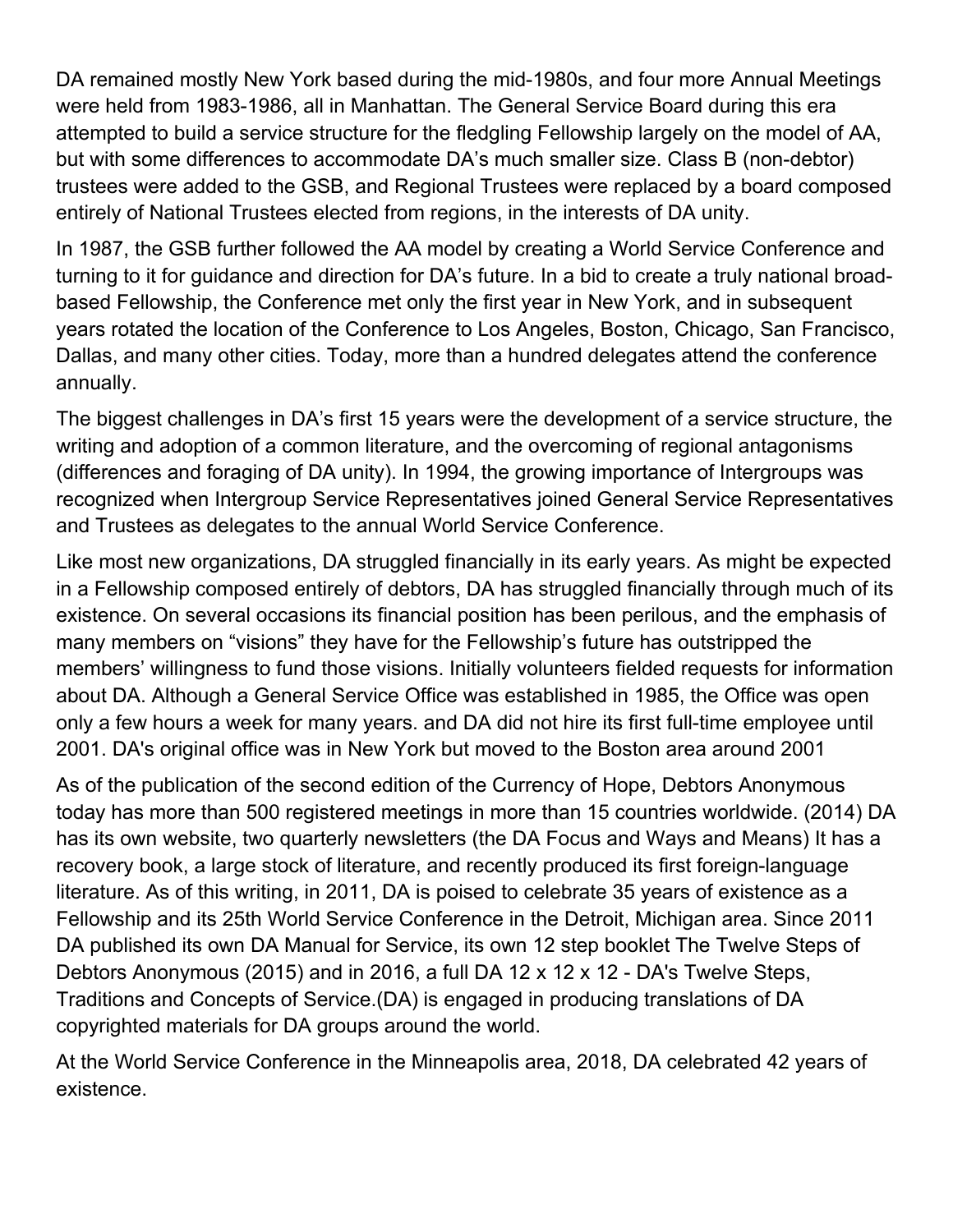DA remained mostly New York based during the mid-1980s, and four more Annual Meetings were held from 1983-1986, all in Manhattan. The General Service Board during this era attempted to build a service structure for the fledgling Fellowship largely on the model of AA, but with some differences to accommodate DA's much smaller size. Class B (non-debtor) trustees were added to the GSB, and Regional Trustees were replaced by a board composed entirely of National Trustees elected from regions, in the interests of DA unity.

In 1987, the GSB further followed the AA model by creating a World Service Conference and turning to it for guidance and direction for DA's future. In a bid to create a truly national broad-based Fellowship, the Conference met only the first year in New York, and in subsequent years rotated the location of the Conference to Los Angeles, Boston, Chicago, San Francisco, Dallas, and many other cities. Today, more than a hundred delegates attend the conference annually.

The biggest challenges in DA's first 15 years were the development of a service structure, the writing and adoption of a common literature, and the overcoming of regional antagonisms (differences and foraging of DA unity). In 1994, the growing importance of Intergroups was recognized when Intergroup Service Representatives joined General Service Representatives and Trustees as delegates to the annual World Service Conference.

Like most new organizations, DA struggled financially in its early years. As might be expected in a Fellowship composed entirely of debtors, DA has struggled financially through much of its existence. On several occasions its financial position has been perilous, and the emphasis of many members on "visions" they have for the Fellowship's future has outstripped the members' willingness to fund those visions. Initially volunteers fielded requests for information about DA. Although a General Service Office was established in 1985, the Office was open only a few hours a week for many years. and DA did not hire its first full-time employee until 2001. DA's original office was in New York but moved to the Boston area around 2001

As of the publication of the second edition of the Currency of Hope, Debtors Anonymous today has more than 500 registered meetings in more than 15 countries worldwide. (2014) DA has its own website, two quarterly newsletters (the DA Focus and Ways and Means) It has a recovery book, a large stock of literature, and recently produced its first foreign-language literature. As of this writing, in 2011, DA is poised to celebrate 35 years of existence as a Fellowship and its 25th World Service Conference in the Detroit, Michigan area. Since 2011 DA published its own DA Manual for Service, its own 12 step booklet The Twelve Steps of Debtors Anonymous (2015) and in 2016, a full DA 12 x 12 x 12 - DA's Twelve Steps, Traditions and Concepts of Service.(DA) is engaged in producing translations of DA copyrighted materials for DA groups around the world.

At the World Service Conference in the Minneapolis area, 2018, DA celebrated 42 years of existence.